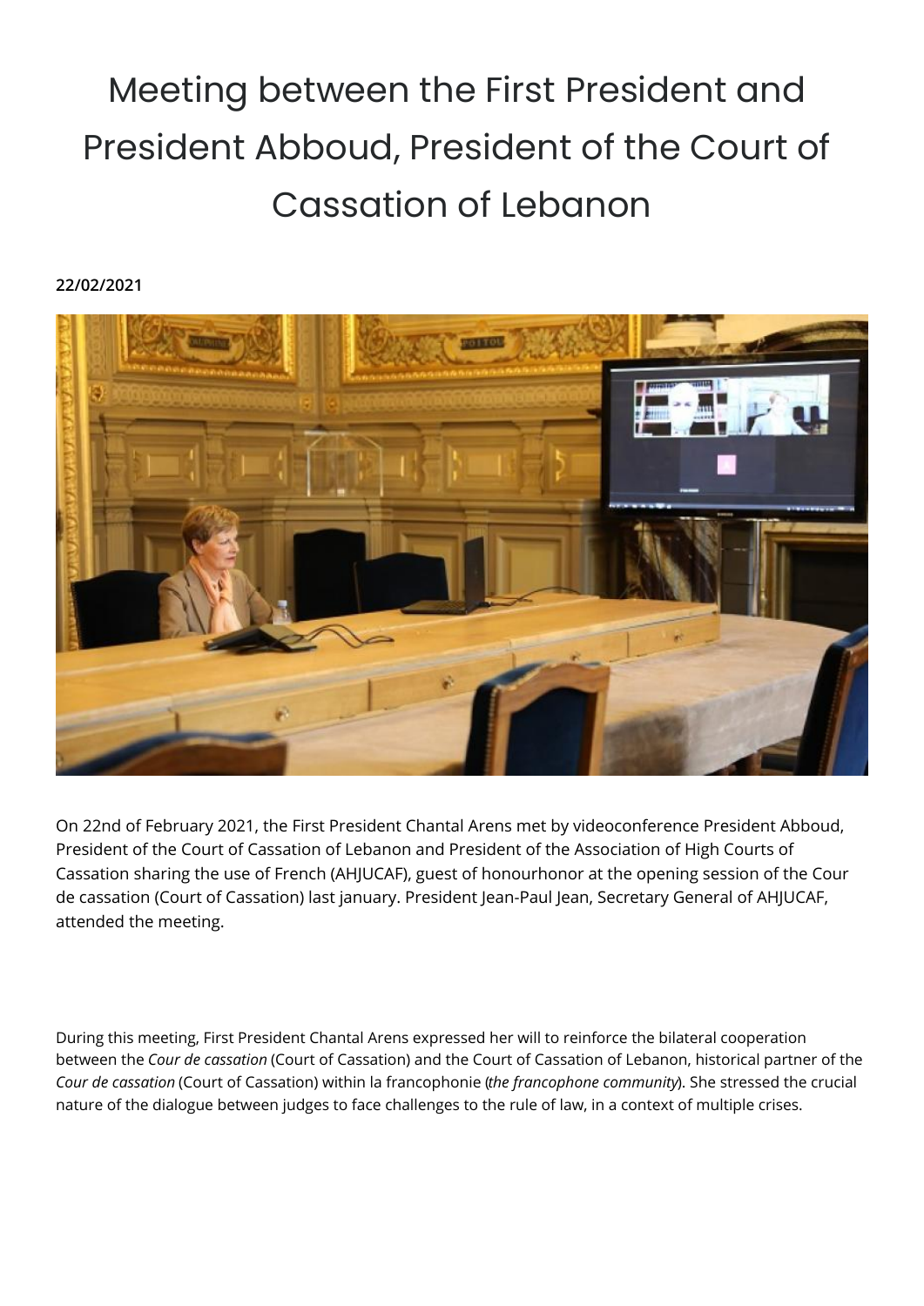# Meeting between the First President and President Abboud, President of the Court of Cassation of Lebanon

**22/02/2021**

On 22nd of February 2021, the First President Chantal Arens met by videoconference President Abboud, President of the Court of Cassation of Lebanon and President of the Association of High Courts of Cassation sharing the use of French (AHJUCAF), guest of honourhonor at the opening session of the Cour de cassation (Court of Cassation) last january. President Jean-Paul Jean, Secretary General of AHJUCAF, attended the meeting.

During this meeting, First President Chantal Arens expressed her will to reinforce the bilateral cooperation between the *Cour de cassation* (Court of Cassation) and the Court of Cassation of Lebanon, historical partner of the *Cour de cassation* (Court of Cassation) within la francophonie (*the francophone community*). She stressed the crucial nature of the dialogue between judges to face challenges to the rule of law, in a context of multiple crises.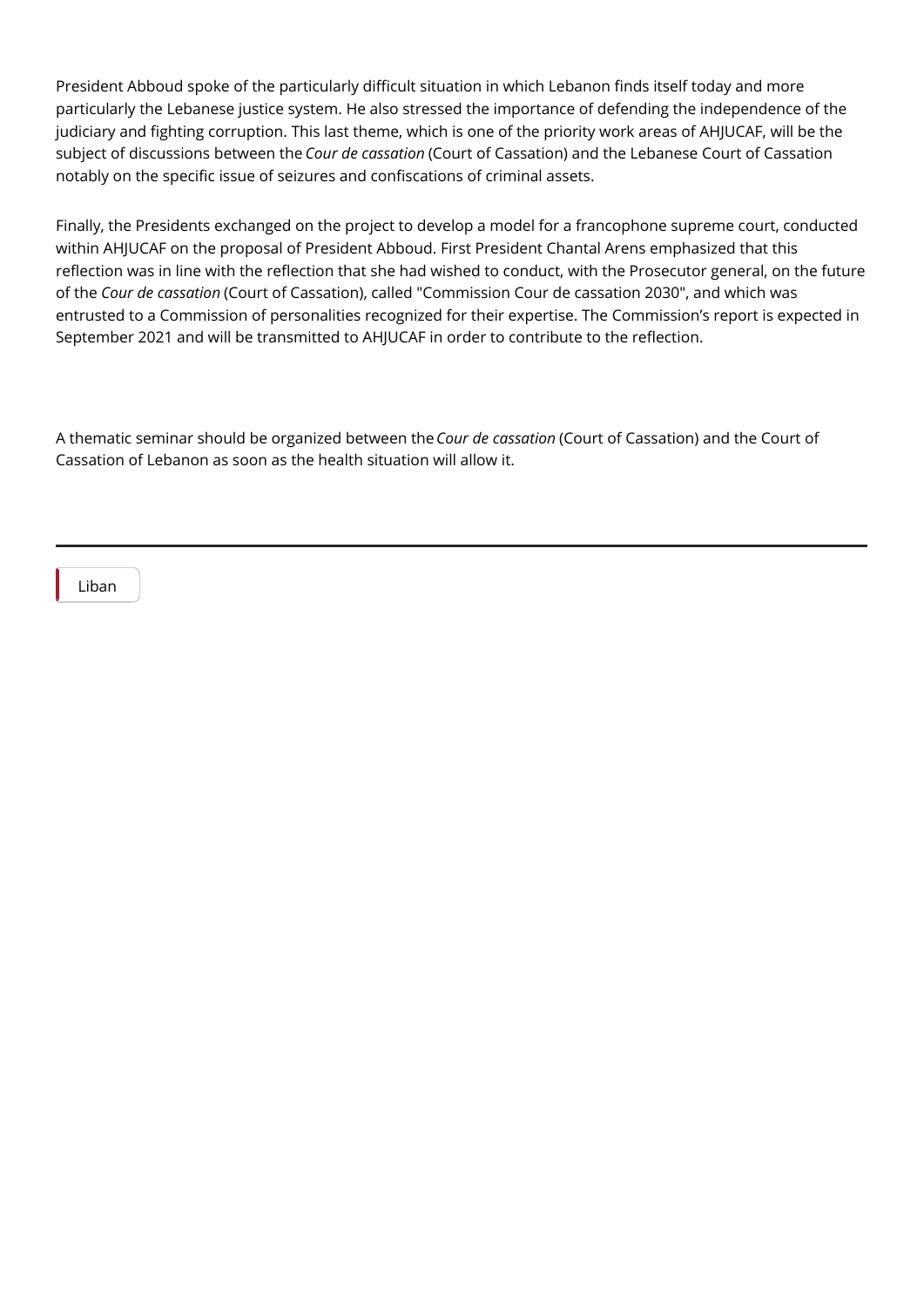President Abboud spoke of the particularly difficult situation in which Lebanon finds itself today and more particularly the Lebanese justice system. He also stressed the importance of defending the independence of the judiciary and fighting corruption. This last theme, which is one of the priority work areas of AHJUCAF, will be the subject of discussions between the *Cour de cassation* (Court of Cassation) and the Lebanese Court of Cassation notably on the specific issue of seizures and confiscations of criminal assets.

Finally, the Presidents exchanged on the project to develop a model for a francophone supreme court, conducted within AHJUCAF on the proposal of President Abboud. First President Chantal Arens emphasized that this reflection was in line with the reflection that she had wished to conduct, with the Prosecutor general, on the future of the *Cour de cassation* (Court of Cassation), called "Commission Cour de cassation 2030", and which was entrusted to a Commission of personalities recognized for their expertise. The Commission's report is expected in September 2021 and will be transmitted to AHJUCAF in order to contribute to the reflection.

A thematic seminar should be organized between the *Cour de cassation* (Court of Cassation) and the Court of Cassation of Lebanon as soon as the health situation will allow it.

---

Liban